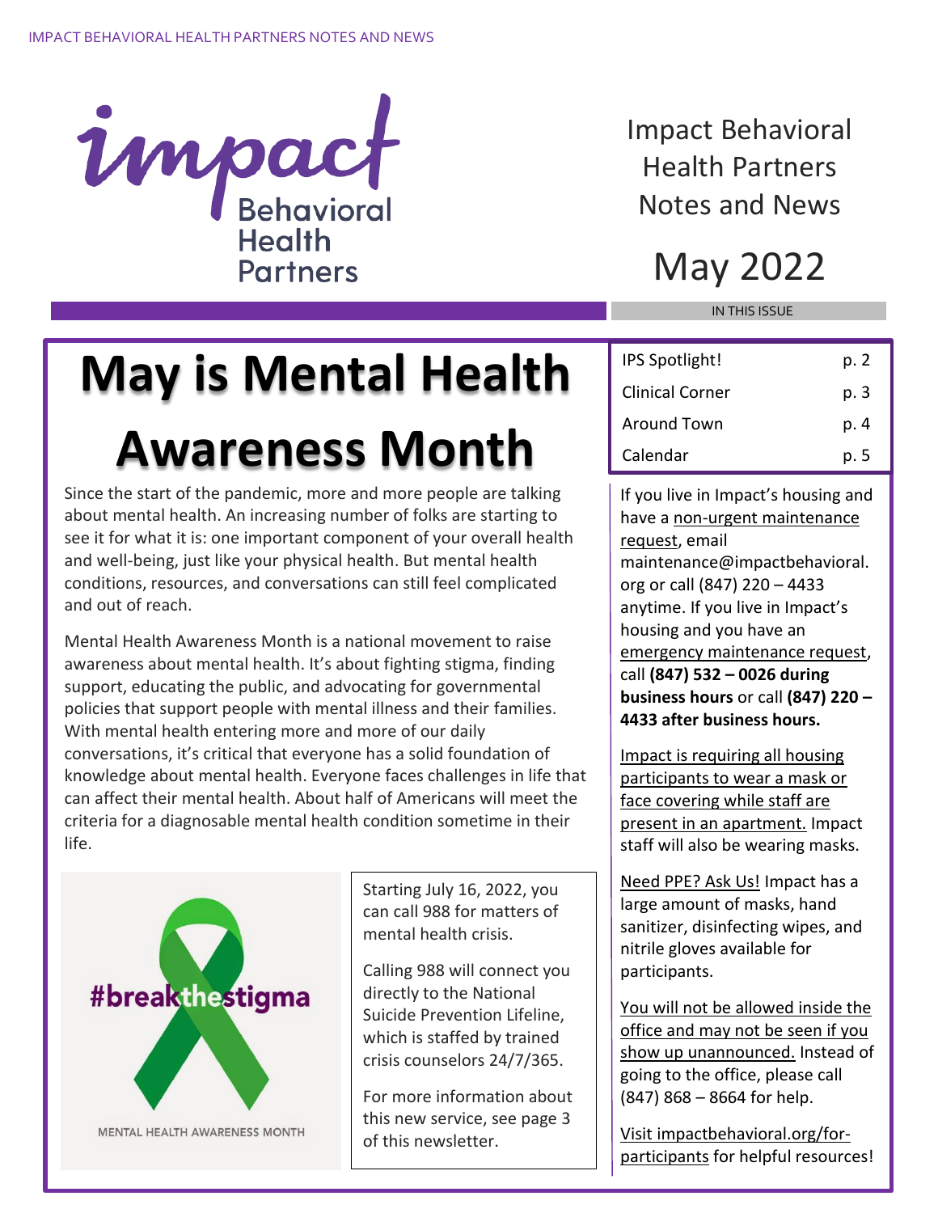Impact Behavioral Health Partners Notes and News

May 2022

# May is Mental Health Awareness Month

Since the start of the pandemic, more and more people are talking about mental health. An increasing number of folks are starting to see it for what it is: one important component of your overall health and well-being, just like your physical health. But mental health conditions, resources, and conversations can still feel complicated and out of reach.

Mental Health Awareness Month is a national movement to raise awareness about mental health. It's about fighting stigma, finding support, educating the public, and advocating for governmental policies that support people with mental illness and their families. With mental health entering more and more of our daily conversations, it's critical that everyone has a solid foundation of knowledge about mental health. Everyone faces challenges in life that can affect their mental health. About half of Americans will meet the criteria for a diagnosable mental health condition sometime in their life.

#breakthestigma

MENTAL HEALTH AWARENESS MONTH

Starting July 16, 2022, you can call 988 for matters of mental health crisis.

Calling 988 will connect you directly to the National Suicide Prevention Lifeline, which is staffed by trained crisis counselors 24/7/365.

For more information about this new service, see page 3 of this newsletter.

IN THIS ISSUE

| | |
|---|---|
| IPS Spotlight! | p. 2 |
| Clinical Corner | p. 3 |
| Around Town | p. 4 |
| Calendar | p. 5 |

If you live in Impact's housing and have a non-urgent maintenance request, email maintenance@impactbehavioral.org or call (847) 220 – 4433 anytime. If you live in Impact's housing and you have an emergency maintenance request, call **(847) 532 – 0026 during business hours** or call **(847) 220 – 4433 after business hours.**

Impact is requiring all housing participants to wear a mask or face covering while staff are present in an apartment. Impact staff will also be wearing masks.

Need PPE? Ask Us! Impact has a large amount of masks, hand sanitizer, disinfecting wipes, and nitrile gloves available for participants.

You will not be allowed inside the office and may not be seen if you show up unannounced. Instead of going to the office, please call (847) 868 – 8664 for help.

Visit impactbehavioral.org/for-participants for helpful resources!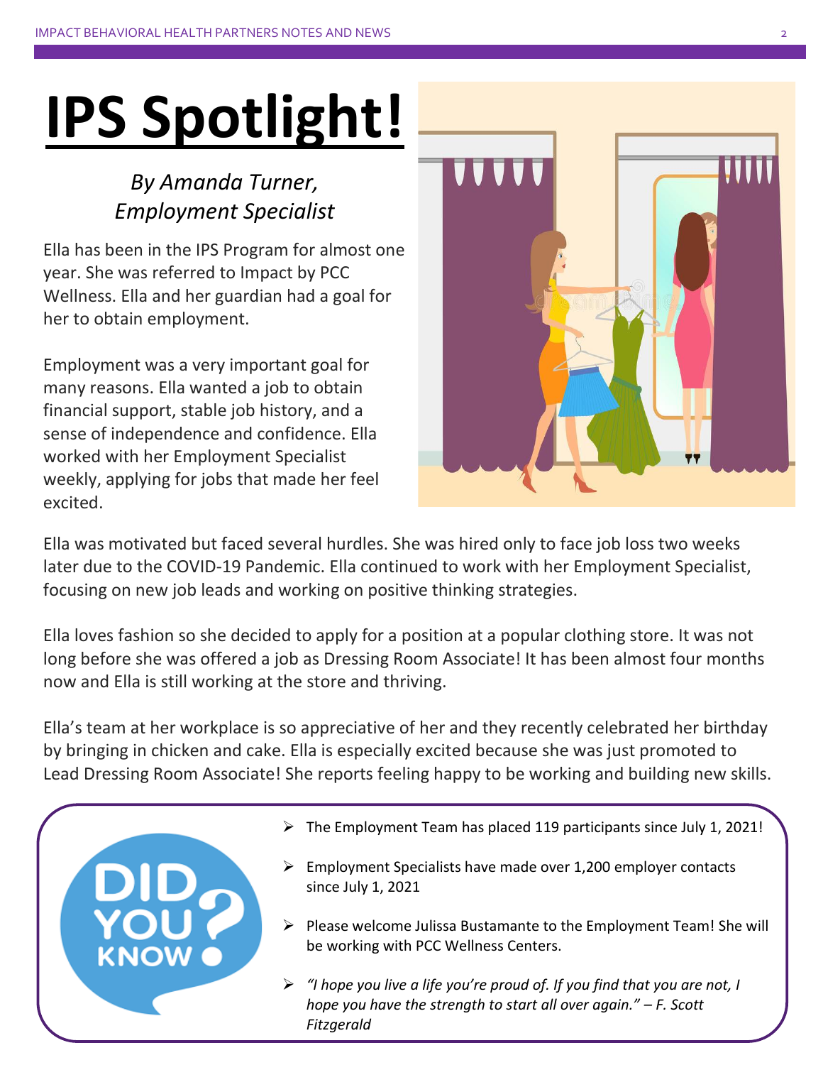# IPS Spotlight!

*By Amanda Turner,*
*Employment Specialist*

Ella has been in the IPS Program for almost one year. She was referred to Impact by PCC Wellness. Ella and her guardian had a goal for her to obtain employment.

Employment was a very important goal for many reasons. Ella wanted a job to obtain financial support, stable job history, and a sense of independence and confidence. Ella worked with her Employment Specialist weekly, applying for jobs that made her feel excited.

Ella was motivated but faced several hurdles. She was hired only to face job loss two weeks later due to the COVID-19 Pandemic. Ella continued to work with her Employment Specialist, focusing on new job leads and working on positive thinking strategies.

Ella loves fashion so she decided to apply for a position at a popular clothing store. It was not long before she was offered a job as Dressing Room Associate! It has been almost four months now and Ella is still working at the store and thriving.

Ella's team at her workplace is so appreciative of her and they recently celebrated her birthday by bringing in chicken and cake. Ella is especially excited because she was just promoted to Lead Dressing Room Associate! She reports feeling happy to be working and building new skills.

## DID YOU KNOW?

- The Employment Team has placed 119 participants since July 1, 2021!
- Employment Specialists have made over 1,200 employer contacts since July 1, 2021
- Please welcome Julissa Bustamante to the Employment Team! She will be working with PCC Wellness Centers.
- *"I hope you live a life you're proud of. If you find that you are not, I hope you have the strength to start all over again." – F. Scott Fitzgerald*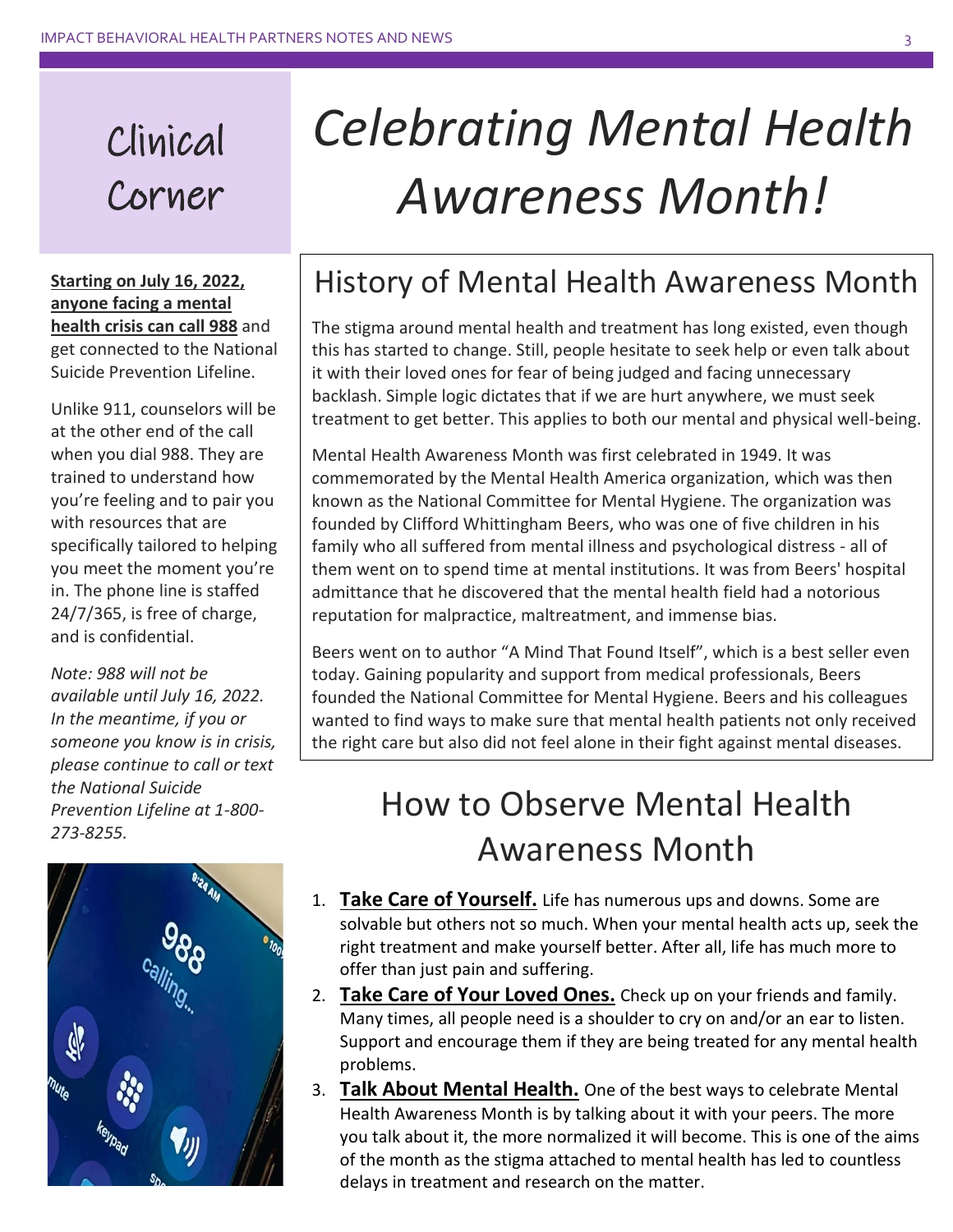## Clinical Corner

**Starting on July 16, 2022, anyone facing a mental health crisis can call 988** and get connected to the National Suicide Prevention Lifeline.

Unlike 911, counselors will be at the other end of the call when you dial 988. They are trained to understand how you're feeling and to pair you with resources that are specifically tailored to helping you meet the moment you're in. The phone line is staffed 24/7/365, is free of charge, and is confidential.

*Note: 988 will not be available until July 16, 2022. In the meantime, if you or someone you know is in crisis, please continue to call or text the National Suicide Prevention Lifeline at 1-800-273-8255.*

# *Celebrating Mental Health Awareness Month!*

## History of Mental Health Awareness Month

The stigma around mental health and treatment has long existed, even though this has started to change. Still, people hesitate to seek help or even talk about it with their loved ones for fear of being judged and facing unnecessary backlash. Simple logic dictates that if we are hurt anywhere, we must seek treatment to get better. This applies to both our mental and physical well-being.

Mental Health Awareness Month was first celebrated in 1949. It was commemorated by the Mental Health America organization, which was then known as the National Committee for Mental Hygiene. The organization was founded by Clifford Whittingham Beers, who was one of five children in his family who all suffered from mental illness and psychological distress - all of them went on to spend time at mental institutions. It was from Beers' hospital admittance that he discovered that the mental health field had a notorious reputation for malpractice, maltreatment, and immense bias.

Beers went on to author "A Mind That Found Itself", which is a best seller even today. Gaining popularity and support from medical professionals, Beers founded the National Committee for Mental Hygiene. Beers and his colleagues wanted to find ways to make sure that mental health patients not only received the right care but also did not feel alone in their fight against mental diseases.

## How to Observe Mental Health Awareness Month

1. **Take Care of Yourself.** Life has numerous ups and downs. Some are solvable but others not so much. When your mental health acts up, seek the right treatment and make yourself better. After all, life has much more to offer than just pain and suffering.
2. **Take Care of Your Loved Ones.** Check up on your friends and family. Many times, all people need is a shoulder to cry on and/or an ear to listen. Support and encourage them if they are being treated for any mental health problems.
3. **Talk About Mental Health.** One of the best ways to celebrate Mental Health Awareness Month is by talking about it with your peers. The more you talk about it, the more normalized it will become. This is one of the aims of the month as the stigma attached to mental health has led to countless delays in treatment and research on the matter.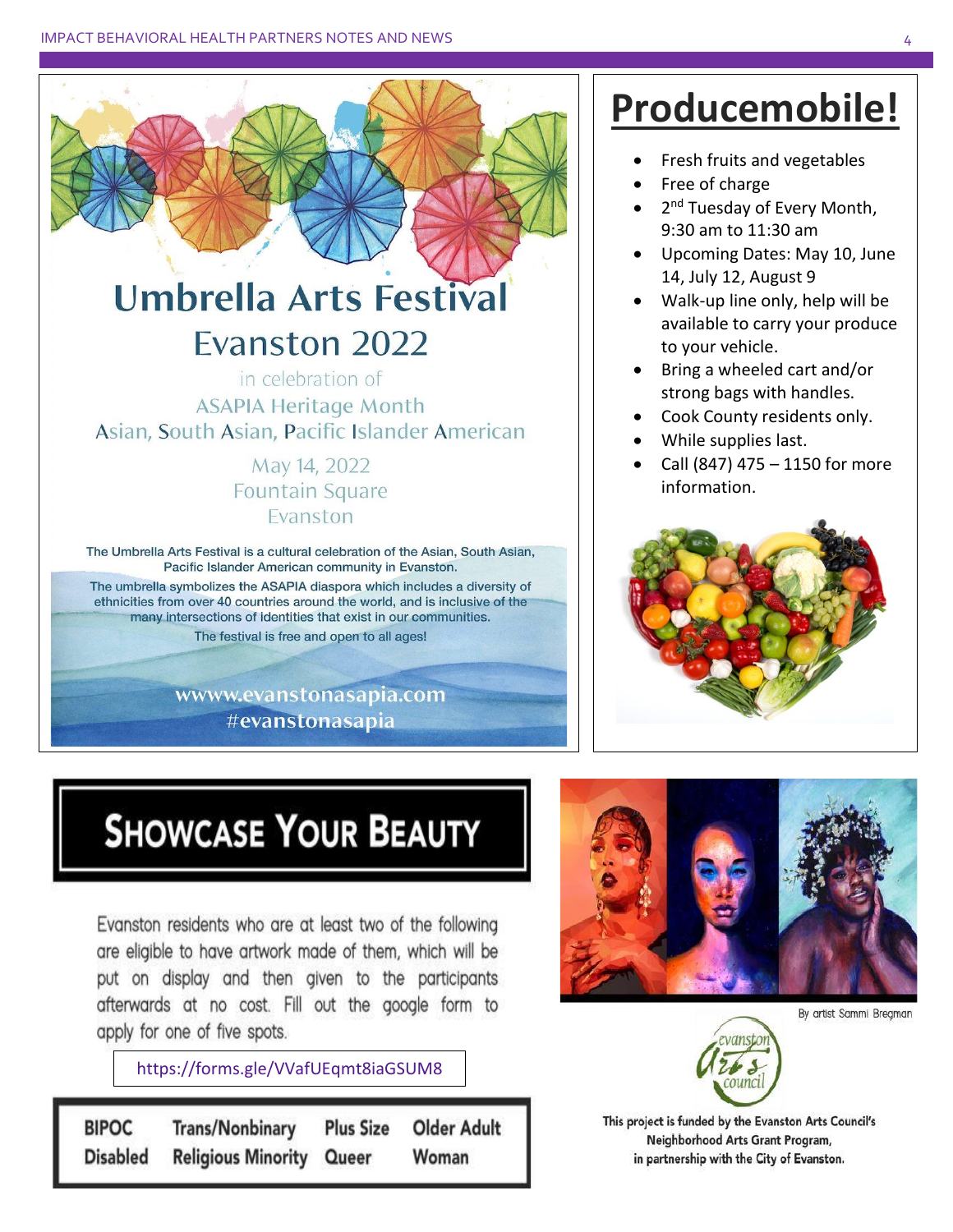# Umbrella Arts Festival

## Evanston 2022

in celebration of

ASAPIA Heritage Month

Asian, South Asian, Pacific Islander American

May 14, 2022

Fountain Square

Evanston

The Umbrella Arts Festival is a cultural celebration of the Asian, South Asian, Pacific Islander American community in Evanston.

The umbrella symbolizes the ASAPIA diaspora which includes a diversity of ethnicities from over 40 countries around the world, and is inclusive of the many intersections of identities that exist in our communities.

The festival is free and open to all ages!

**wwww.evanstonasapia.com**

**#evanstonasapia**

# Producemobile!

- Fresh fruits and vegetables
- Free of charge
- 2nd Tuesday of Every Month, 9:30 am to 11:30 am
- Upcoming Dates: May 10, June 14, July 12, August 9
- Walk-up line only, help will be available to carry your produce to your vehicle.
- Bring a wheeled cart and/or strong bags with handles.
- Cook County residents only.
- While supplies last.
- Call (847) 475 – 1150 for more information.

# Showcase Your Beauty

Evanston residents who are at least two of the following are eligible to have artwork made of them, which will be put on display and then given to the participants afterwards at no cost. Fill out the google form to apply for one of five spots.

https://forms.gle/VVafUEqmt8iaGSUM8

| BIPOC | Trans/Nonbinary | Plus Size | Older Adult |
|---|---|---|---|
| Disabled | Religious Minority | Queer | Woman |

By artist Sammi Bregman

evanston Arts council

This project is funded by the Evanston Arts Council's Neighborhood Arts Grant Program, in partnership with the City of Evanston.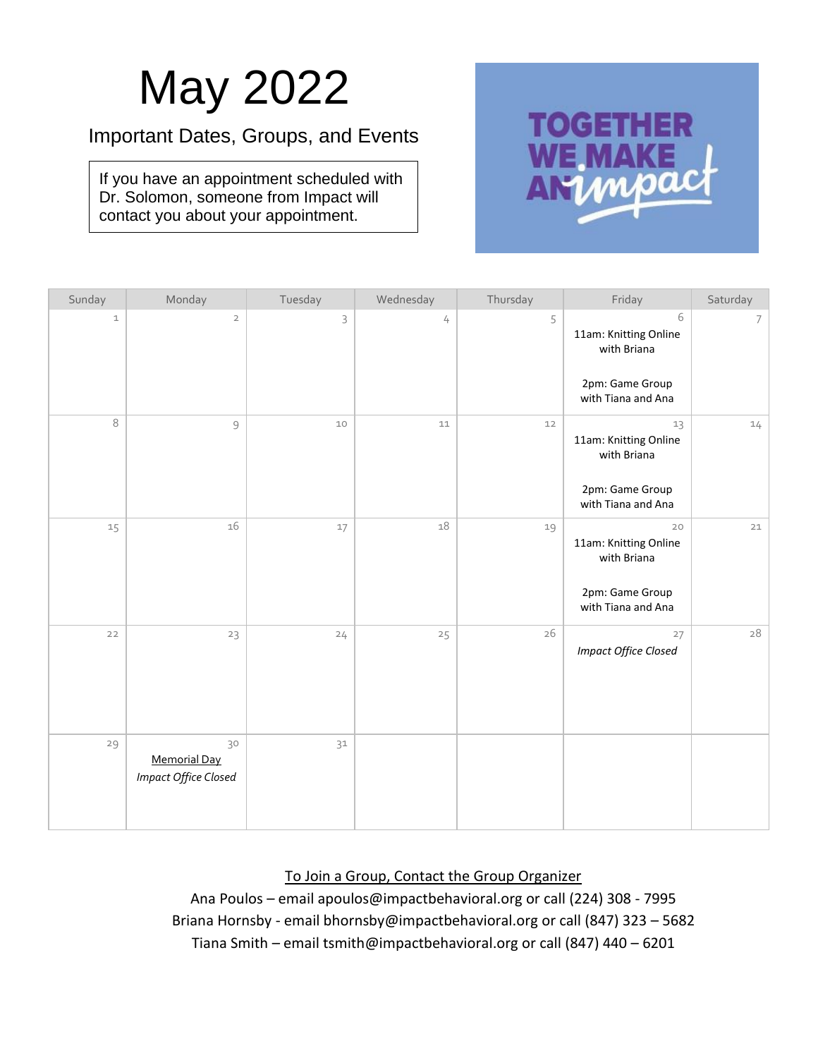# May 2022

Important Dates, Groups, and Events

If you have an appointment scheduled with Dr. Solomon, someone from Impact will contact you about your appointment.

TOGETHER WE MAKE AN impact

| Sunday | Monday | Tuesday | Wednesday | Thursday | Friday | Saturday |
|---|---|---|---|---|---|---|
| 1 | 2 | 3 | 4 | 5 | 6<br>11am: Knitting Online with Briana<br><br>2pm: Game Group with Tiana and Ana | 7 |
| 8 | 9 | 10 | 11 | 12 | 13<br>11am: Knitting Online with Briana<br><br>2pm: Game Group with Tiana and Ana | 14 |
| 15 | 16 | 17 | 18 | 19 | 20<br>11am: Knitting Online with Briana<br><br>2pm: Game Group with Tiana and Ana | 21 |
| 22 | 23 | 24 | 25 | 26 | 27<br>*Impact Office Closed* | 28 |
| 29 | 30<br>Memorial Day<br>*Impact Office Closed* | 31 | | | | |

To Join a Group, Contact the Group Organizer

Ana Poulos – email apoulos@impactbehavioral.org or call (224) 308 - 7995

Briana Hornsby - email bhornsby@impactbehavioral.org or call (847) 323 – 5682

Tiana Smith – email tsmith@impactbehavioral.org or call (847) 440 – 6201